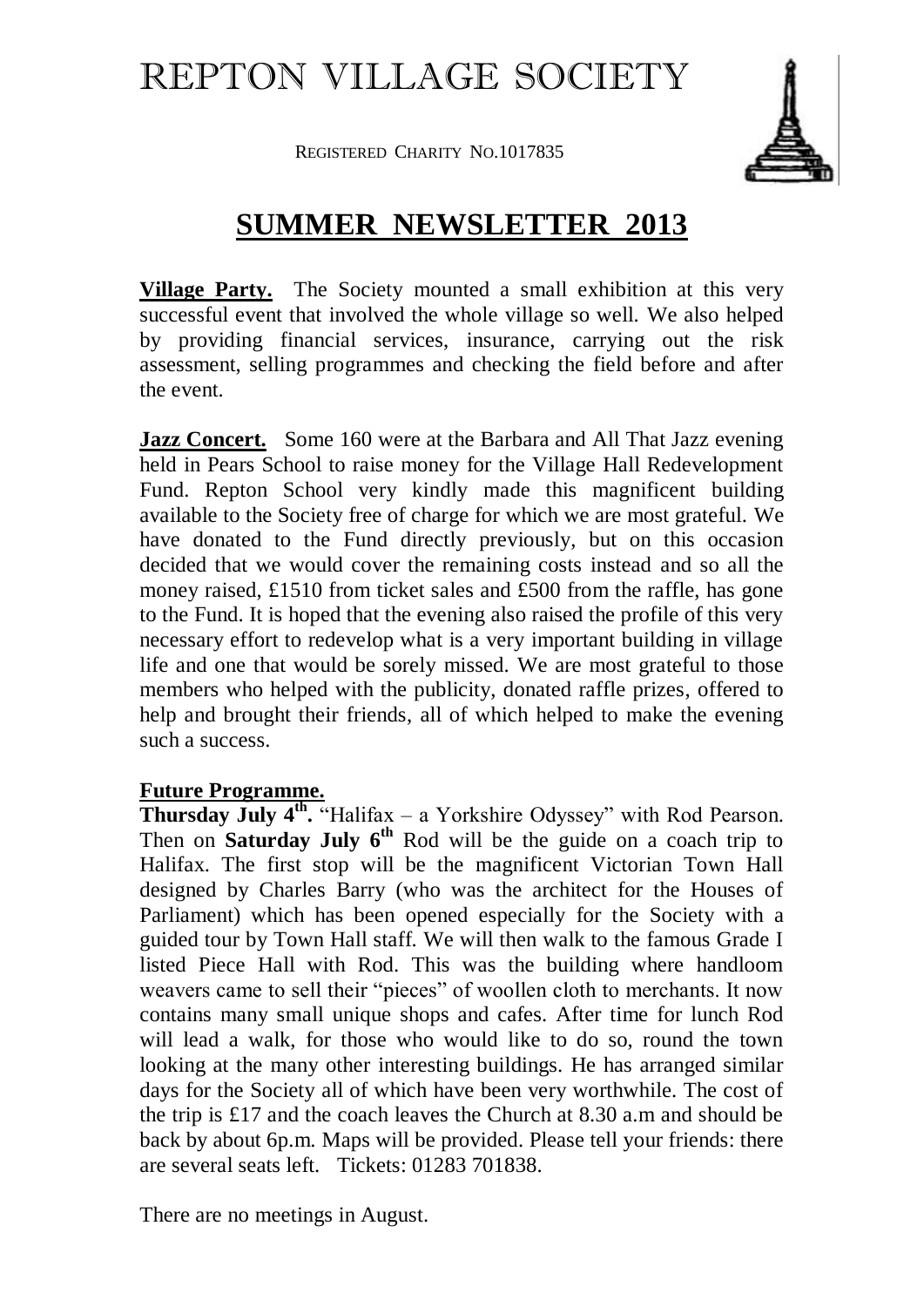# REPTON VILLAGE SOCIETY

REGISTERED CHARITY NO.1017835

## SUMMER NEWSLETTER 2013

**Village Party.** The Society mounted a small exhibition at this very successful event that involved the whole village so well. We also helped by providing financial services, insurance, carrying out the risk assessment, selling programmes and checking the field before and after the event.

**Jazz Concert.** Some 160 were at the Barbara and All That Jazz evening held in Pears School to raise money for the Village Hall Redevelopment Fund. Repton School very kindly made this magnificent building available to the Society free of charge for which we are most grateful. We have donated to the Fund directly previously, but on this occasion decided that we would cover the remaining costs instead and so all the money raised, £1510 from ticket sales and £500 from the raffle, has gone to the Fund. It is hoped that the evening also raised the profile of this very necessary effort to redevelop what is a very important building in village life and one that would be sorely missed. We are most grateful to those members who helped with the publicity, donated raffle prizes, offered to help and brought their friends, all of which helped to make the evening such a success.

**Future Programme.**

**Thursday July 4th.** "Halifax – a Yorkshire Odyssey" with Rod Pearson. Then on **Saturday July 6th** Rod will be the guide on a coach trip to Halifax. The first stop will be the magnificent Victorian Town Hall designed by Charles Barry (who was the architect for the Houses of Parliament) which has been opened especially for the Society with a guided tour by Town Hall staff. We will then walk to the famous Grade I listed Piece Hall with Rod. This was the building where handloom weavers came to sell their "pieces" of woollen cloth to merchants. It now contains many small unique shops and cafes. After time for lunch Rod will lead a walk, for those who would like to do so, round the town looking at the many other interesting buildings. He has arranged similar days for the Society all of which have been very worthwhile. The cost of the trip is £17 and the coach leaves the Church at 8.30 a.m and should be back by about 6p.m. Maps will be provided. Please tell your friends: there are several seats left. Tickets: 01283 701838.

There are no meetings in August.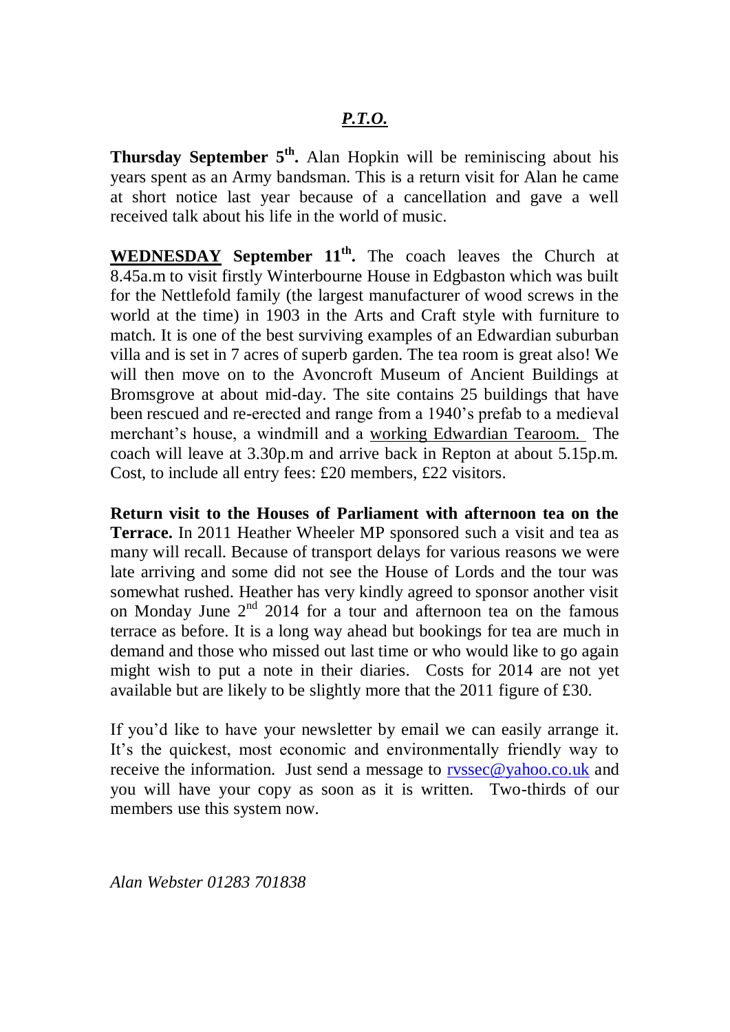***P.T.O.***

**Thursday September 5th.** Alan Hopkin will be reminiscing about his years spent as an Army bandsman. This is a return visit for Alan he came at short notice last year because of a cancellation and gave a well received talk about his life in the world of music.

**WEDNESDAY September 11th.** The coach leaves the Church at 8.45a.m to visit firstly Winterbourne House in Edgbaston which was built for the Nettlefold family (the largest manufacturer of wood screws in the world at the time) in 1903 in the Arts and Craft style with furniture to match. It is one of the best surviving examples of an Edwardian suburban villa and is set in 7 acres of superb garden. The tea room is great also! We will then move on to the Avoncroft Museum of Ancient Buildings at Bromsgrove at about mid-day. The site contains 25 buildings that have been rescued and re-erected and range from a 1940's prefab to a medieval merchant's house, a windmill and a working Edwardian Tearoom. The coach will leave at 3.30p.m and arrive back in Repton at about 5.15p.m. Cost, to include all entry fees: £20 members, £22 visitors.

**Return visit to the Houses of Parliament with afternoon tea on the Terrace.** In 2011 Heather Wheeler MP sponsored such a visit and tea as many will recall. Because of transport delays for various reasons we were late arriving and some did not see the House of Lords and the tour was somewhat rushed. Heather has very kindly agreed to sponsor another visit on Monday June 2nd 2014 for a tour and afternoon tea on the famous terrace as before. It is a long way ahead but bookings for tea are much in demand and those who missed out last time or who would like to go again might wish to put a note in their diaries. Costs for 2014 are not yet available but are likely to be slightly more that the 2011 figure of £30.

If you'd like to have your newsletter by email we can easily arrange it. It's the quickest, most economic and environmentally friendly way to receive the information. Just send a message to rvssec@yahoo.co.uk and you will have your copy as soon as it is written. Two-thirds of our members use this system now.

*Alan Webster 01283 701838*